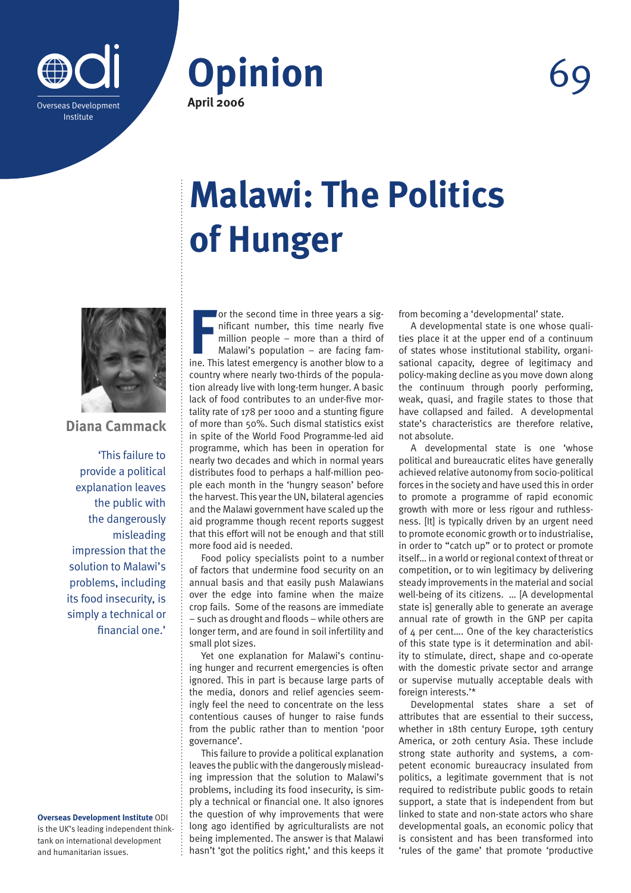Overseas Development Institute

# Opinion

**April 2006**

69

# Malawi: The Politics of Hunger

**Diana Cammack**

'This failure to provide a political explanation leaves the public with the dangerously misleading impression that the solution to Malawi's problems, including its food insecurity, is simply a technical or financial one.'

**Overseas Development Institute** ODI is the UK's leading independent think-tank on international development and humanitarian issues.

For the second time in three years a significant number, this time nearly five million people – more than a third of Malawi's population – are facing famine. This latest emergency is another blow to a country where nearly two-thirds of the population already live with long-term hunger. A basic lack of food contributes to an under-five mortality rate of 178 per 1000 and a stunting figure of more than 50%. Such dismal statistics exist in spite of the World Food Programme-led aid programme, which has been in operation for nearly two decades and which in normal years distributes food to perhaps a half-million people each month in the 'hungry season' before the harvest. This year the UN, bilateral agencies and the Malawi government have scaled up the aid programme though recent reports suggest that this effort will not be enough and that still more food aid is needed.

Food policy specialists point to a number of factors that undermine food security on an annual basis and that easily push Malawians over the edge into famine when the maize crop fails. Some of the reasons are immediate – such as drought and floods – while others are longer term, and are found in soil infertility and small plot sizes.

Yet one explanation for Malawi's continuing hunger and recurrent emergencies is often ignored. This in part is because large parts of the media, donors and relief agencies seemingly feel the need to concentrate on the less contentious causes of hunger to raise funds from the public rather than to mention 'poor governance'.

This failure to provide a political explanation leaves the public with the dangerously misleading impression that the solution to Malawi's problems, including its food insecurity, is simply a technical or financial one. It also ignores the question of why improvements that were long ago identified by agriculturalists are not being implemented. The answer is that Malawi hasn't 'got the politics right,' and this keeps it from becoming a 'developmental' state.

A developmental state is one whose qualities place it at the upper end of a continuum of states whose institutional stability, organisational capacity, degree of legitimacy and policy-making decline as you move down along the continuum through poorly performing, weak, quasi, and fragile states to those that have collapsed and failed. A developmental state's characteristics are therefore relative, not absolute.

A developmental state is one 'whose political and bureaucratic elites have generally achieved relative autonomy from socio-political forces in the society and have used this in order to promote a programme of rapid economic growth with more or less rigour and ruthlessness. [It] is typically driven by an urgent need to promote economic growth or to industrialise, in order to "catch up" or to protect or promote itself… in a world or regional context of threat or competition, or to win legitimacy by delivering steady improvements in the material and social well-being of its citizens. … [A developmental state is] generally able to generate an average annual rate of growth in the GNP per capita of 4 per cent…. One of the key characteristics of this state type is it determination and ability to stimulate, direct, shape and co-operate with the domestic private sector and arrange or supervise mutually acceptable deals with foreign interests.'*

Developmental states share a set of attributes that are essential to their success, whether in 18th century Europe, 19th century America, or 20th century Asia. These include strong state authority and systems, a competent economic bureaucracy insulated from politics, a legitimate government that is not required to redistribute public goods to retain support, a state that is independent from but linked to state and non-state actors who share developmental goals, an economic policy that is consistent and has been transformed into 'rules of the game' that promote 'productive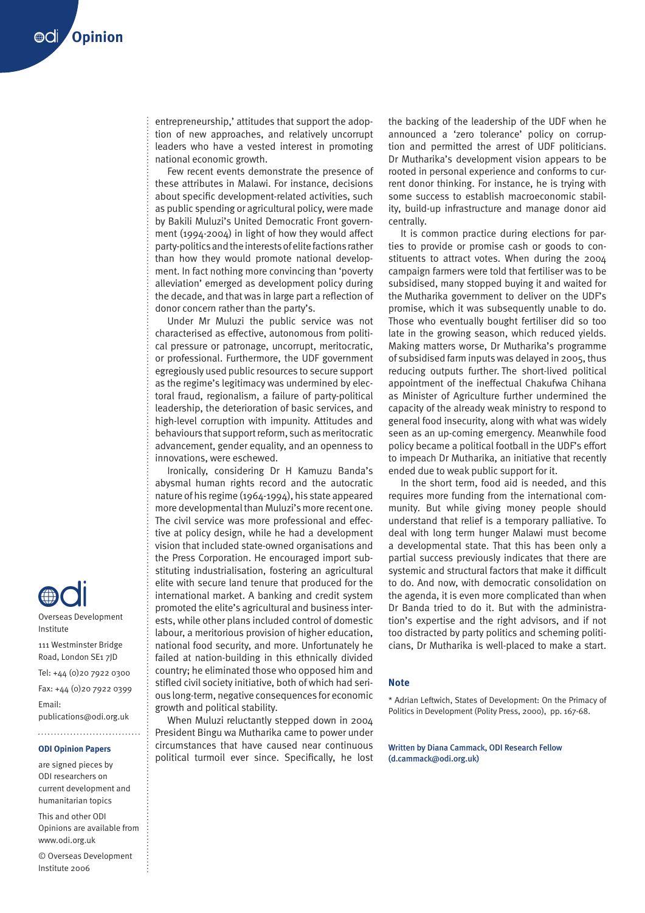entrepreneurship,' attitudes that support the adoption of new approaches, and relatively uncorrupt leaders who have a vested interest in promoting national economic growth.

Few recent events demonstrate the presence of these attributes in Malawi. For instance, decisions about specific development-related activities, such as public spending or agricultural policy, were made by Bakili Muluzi's United Democratic Front government (1994-2004) in light of how they would affect party-politics and the interests of elite factions rather than how they would promote national development. In fact nothing more convincing than 'poverty alleviation' emerged as development policy during the decade, and that was in large part a reflection of donor concern rather than the party's.

Under Mr Muluzi the public service was not characterised as effective, autonomous from political pressure or patronage, uncorrupt, meritocratic, or professional. Furthermore, the UDF government egregiously used public resources to secure support as the regime's legitimacy was undermined by electoral fraud, regionalism, a failure of party-political leadership, the deterioration of basic services, and high-level corruption with impunity. Attitudes and behaviours that support reform, such as meritocratic advancement, gender equality, and an openness to innovations, were eschewed.

Ironically, considering Dr H Kamuzu Banda's abysmal human rights record and the autocratic nature of his regime (1964-1994), his state appeared more developmental than Muluzi's more recent one. The civil service was more professional and effective at policy design, while he had a development vision that included state-owned organisations and the Press Corporation. He encouraged import substituting industrialisation, fostering an agricultural elite with secure land tenure that produced for the international market. A banking and credit system promoted the elite's agricultural and business interests, while other plans included control of domestic labour, a meritorious provision of higher education, national food security, and more. Unfortunately he failed at nation-building in this ethnically divided country; he eliminated those who opposed him and stifled civil society initiative, both of which had serious long-term, negative consequences for economic growth and political stability.

When Muluzi reluctantly stepped down in 2004 President Bingu wa Mutharika came to power under circumstances that have caused near continuous political turmoil ever since. Specifically, he lost the backing of the leadership of the UDF when he announced a 'zero tolerance' policy on corruption and permitted the arrest of UDF politicians. Dr Mutharika's development vision appears to be rooted in personal experience and conforms to current donor thinking. For instance, he is trying with some success to establish macroeconomic stability, build-up infrastructure and manage donor aid centrally.

It is common practice during elections for parties to provide or promise cash or goods to constituents to attract votes. When during the 2004 campaign farmers were told that fertiliser was to be subsidised, many stopped buying it and waited for the Mutharika government to deliver on the UDF's promise, which it was subsequently unable to do. Those who eventually bought fertiliser did so too late in the growing season, which reduced yields. Making matters worse, Dr Mutharika's programme of subsidised farm inputs was delayed in 2005, thus reducing outputs further. The short-lived political appointment of the ineffectual Chakufwa Chihana as Minister of Agriculture further undermined the capacity of the already weak ministry to respond to general food insecurity, along with what was widely seen as an up-coming emergency. Meanwhile food policy became a political football in the UDF's effort to impeach Dr Mutharika, an initiative that recently ended due to weak public support for it.

In the short term, food aid is needed, and this requires more funding from the international community. But while giving money people should understand that relief is a temporary palliative. To deal with long term hunger Malawi must become a developmental state. That this has been only a partial success previously indicates that there are systemic and structural factors that make it difficult to do. And now, with democratic consolidation on the agenda, it is even more complicated than when Dr Banda tried to do it. But with the administration's expertise and the right advisors, and if not too distracted by party politics and scheming politicians, Dr Mutharika is well-placed to make a start.

## Note

* Adrian Leftwich, States of Development: On the Primacy of Politics in Development (Polity Press, 2000), pp. 167-68.

**Written by Diana Cammack, ODI Research Fellow (d.cammack@odi.org.uk)**

---

odi

Overseas Development Institute

111 Westminster Bridge Road, London SE1 7JD

Tel: +44 (0)20 7922 0300

Fax: +44 (0)20 7922 0399

Email: publications@odi.org.uk

**ODI Opinion Papers**

are signed pieces by ODI researchers on current development and humanitarian topics

This and other ODI Opinions are available from www.odi.org.uk

© Overseas Development Institute 2006